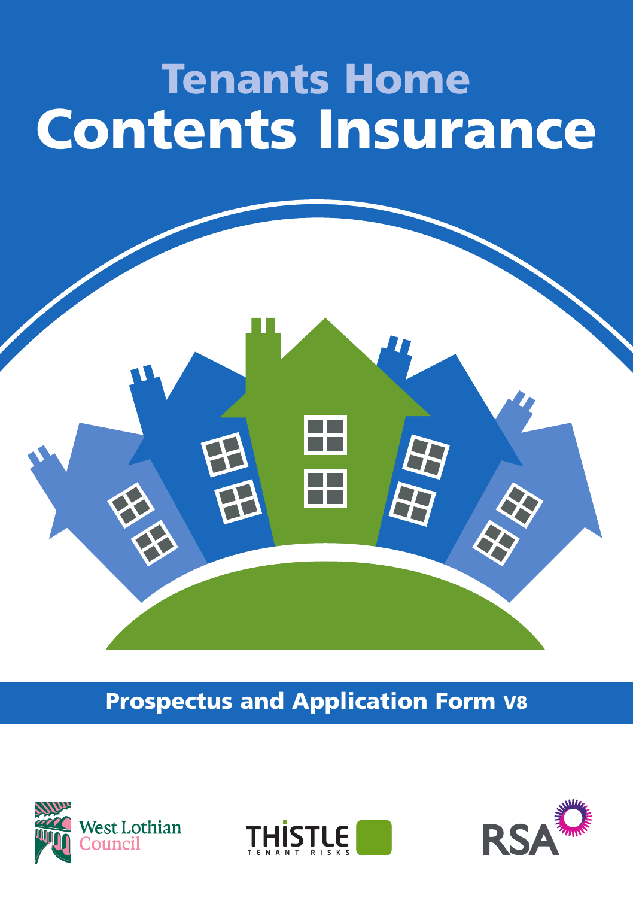# Tenants Home Contents Insurance

## Prospectus and Application Form V8

West Lothian Council

THISTLE TENANT RISKS

RSA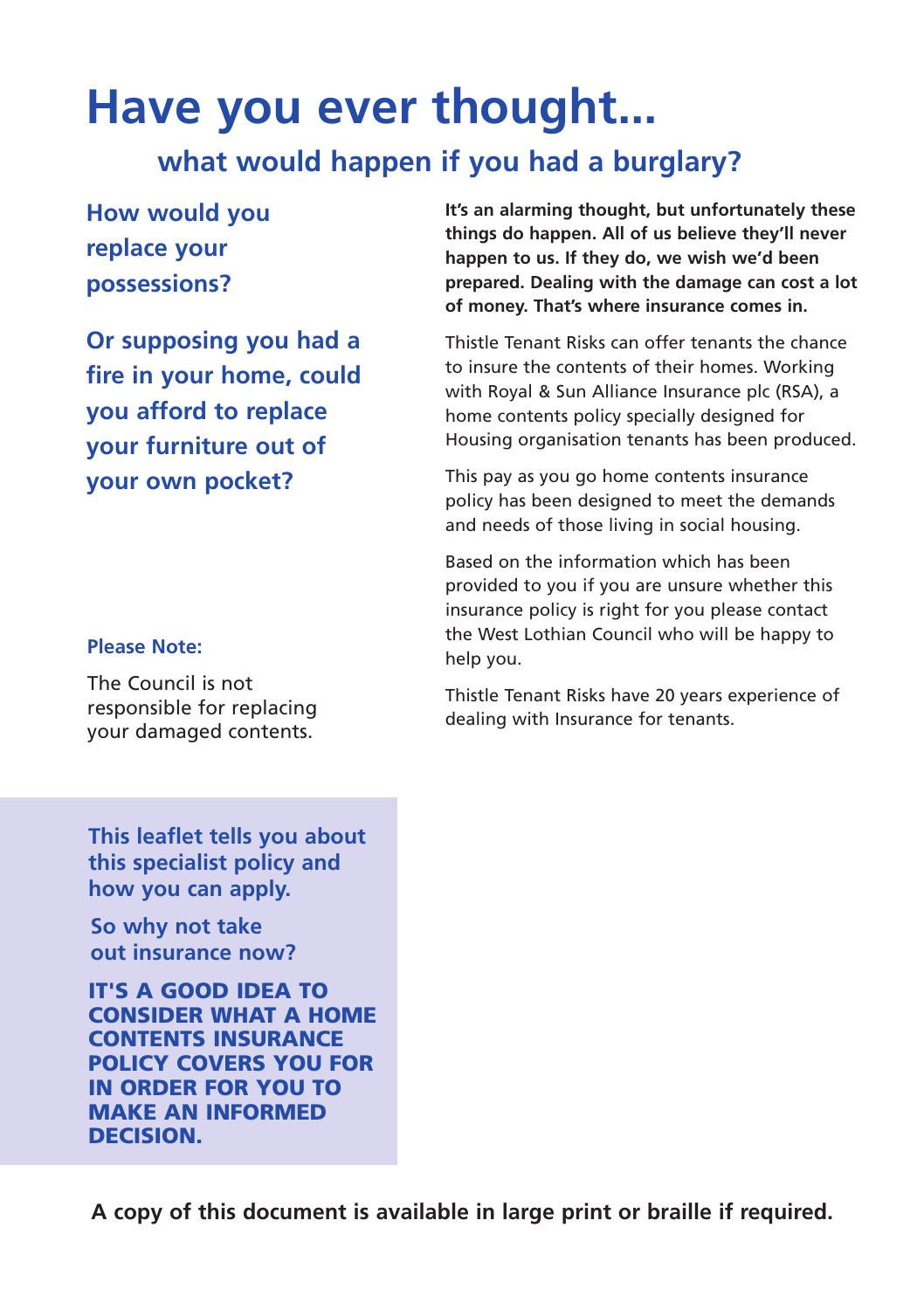# Have you ever thought...

## what would happen if you had a burglary?

**How would you replace your possessions?**

**Or supposing you had a fire in your home, could you afford to replace your furniture out of your own pocket?**

**Please Note:**

The Council is not responsible for replacing your damaged contents.

**It's an alarming thought, but unfortunately these things do happen. All of us believe they'll never happen to us. If they do, we wish we'd been prepared. Dealing with the damage can cost a lot of money. That's where insurance comes in.**

Thistle Tenant Risks can offer tenants the chance to insure the contents of their homes. Working with Royal & Sun Alliance Insurance plc (RSA), a home contents policy specially designed for Housing organisation tenants has been produced.

This pay as you go home contents insurance policy has been designed to meet the demands and needs of those living in social housing.

Based on the information which has been provided to you if you are unsure whether this insurance policy is right for you please contact the West Lothian Council who will be happy to help you.

Thistle Tenant Risks have 20 years experience of dealing with Insurance for tenants.

**This leaflet tells you about this specialist policy and how you can apply.**

**So why not take out insurance now?**

**IT'S A GOOD IDEA TO CONSIDER WHAT A HOME CONTENTS INSURANCE POLICY COVERS YOU FOR IN ORDER FOR YOU TO MAKE AN INFORMED DECISION.**

**A copy of this document is available in large print or braille if required.**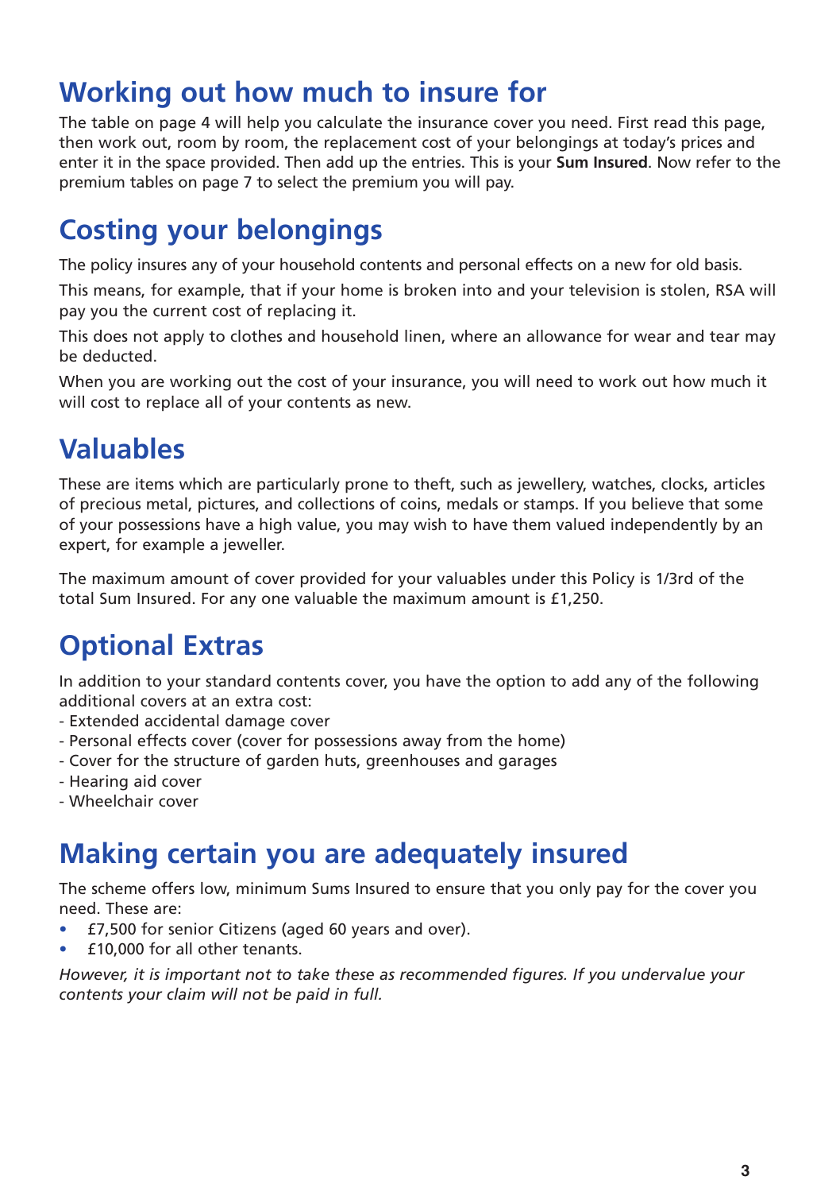## Working out how much to insure for

The table on page 4 will help you calculate the insurance cover you need. First read this page, then work out, room by room, the replacement cost of your belongings at today's prices and enter it in the space provided. Then add up the entries. This is your **Sum Insured**. Now refer to the premium tables on page 7 to select the premium you will pay.

## Costing your belongings

The policy insures any of your household contents and personal effects on a new for old basis.

This means, for example, that if your home is broken into and your television is stolen, RSA will pay you the current cost of replacing it.

This does not apply to clothes and household linen, where an allowance for wear and tear may be deducted.

When you are working out the cost of your insurance, you will need to work out how much it will cost to replace all of your contents as new.

## Valuables

These are items which are particularly prone to theft, such as jewellery, watches, clocks, articles of precious metal, pictures, and collections of coins, medals or stamps. If you believe that some of your possessions have a high value, you may wish to have them valued independently by an expert, for example a jeweller.

The maximum amount of cover provided for your valuables under this Policy is 1/3rd of the total Sum Insured. For any one valuable the maximum amount is £1,250.

## Optional Extras

In addition to your standard contents cover, you have the option to add any of the following additional covers at an extra cost:

- Extended accidental damage cover
- Personal effects cover (cover for possessions away from the home)
- Cover for the structure of garden huts, greenhouses and garages
- Hearing aid cover
- Wheelchair cover

## Making certain you are adequately insured

The scheme offers low, minimum Sums Insured to ensure that you only pay for the cover you need. These are:

- £7,500 for senior Citizens (aged 60 years and over).
- £10,000 for all other tenants.

*However, it is important not to take these as recommended figures. If you undervalue your contents your claim will not be paid in full.*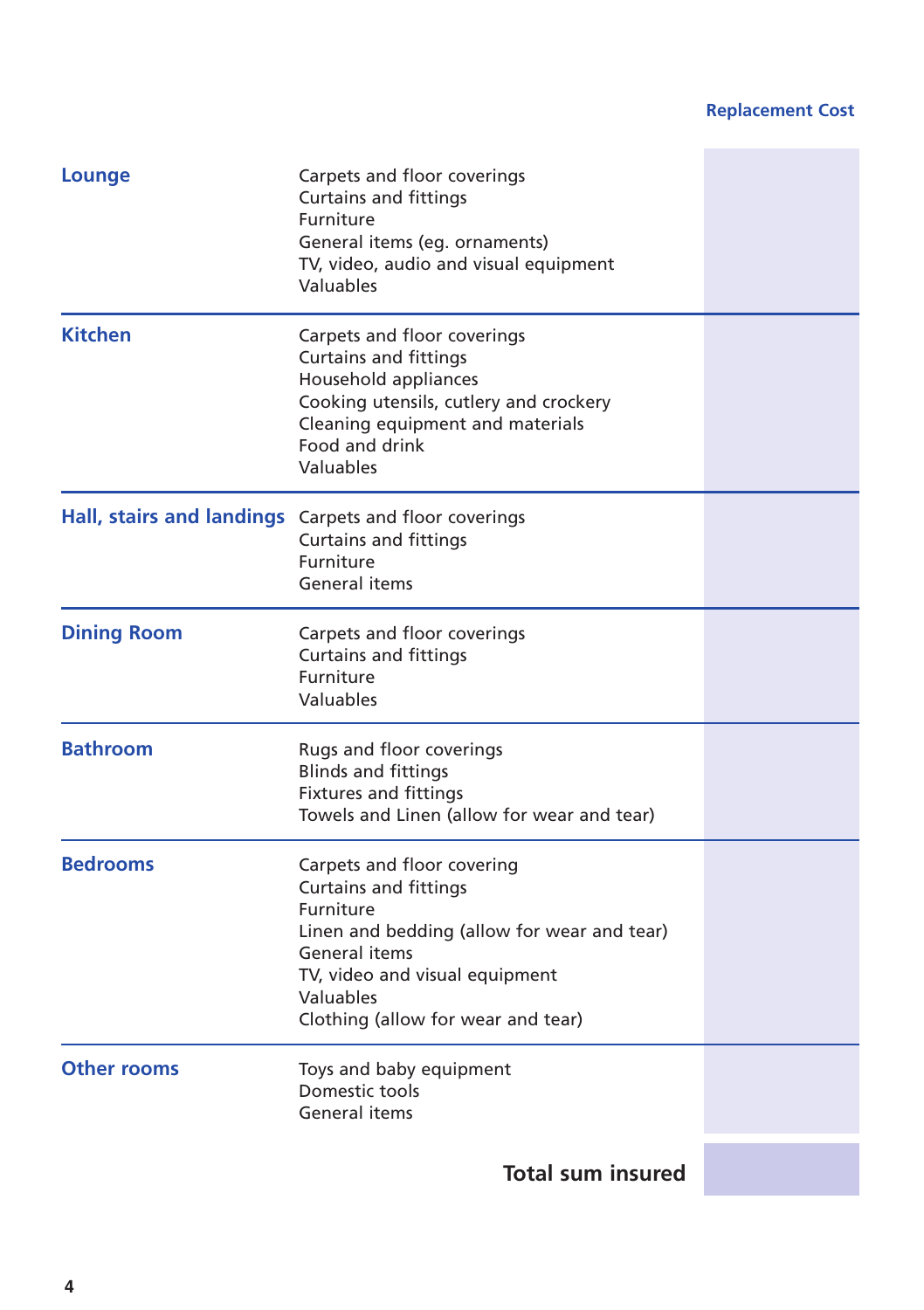| | | Replacement Cost |
|---|---|---|
| **Lounge** | Carpets and floor coverings<br>Curtains and fittings<br>Furniture<br>General items (eg. ornaments)<br>TV, video, audio and visual equipment<br>Valuables | |
| **Kitchen** | Carpets and floor coverings<br>Curtains and fittings<br>Household appliances<br>Cooking utensils, cutlery and crockery<br>Cleaning equipment and materials<br>Food and drink<br>Valuables | |
| **Hall, stairs and landings** | Carpets and floor coverings<br>Curtains and fittings<br>Furniture<br>General items | |
| **Dining Room** | Carpets and floor coverings<br>Curtains and fittings<br>Furniture<br>Valuables | |
| **Bathroom** | Rugs and floor coverings<br>Blinds and fittings<br>Fixtures and fittings<br>Towels and Linen (allow for wear and tear) | |
| **Bedrooms** | Carpets and floor covering<br>Curtains and fittings<br>Furniture<br>Linen and bedding (allow for wear and tear)<br>General items<br>TV, video and visual equipment<br>Valuables<br>Clothing (allow for wear and tear) | |
| **Other rooms** | Toys and baby equipment<br>Domestic tools<br>General items | |
| | **Total sum insured** | |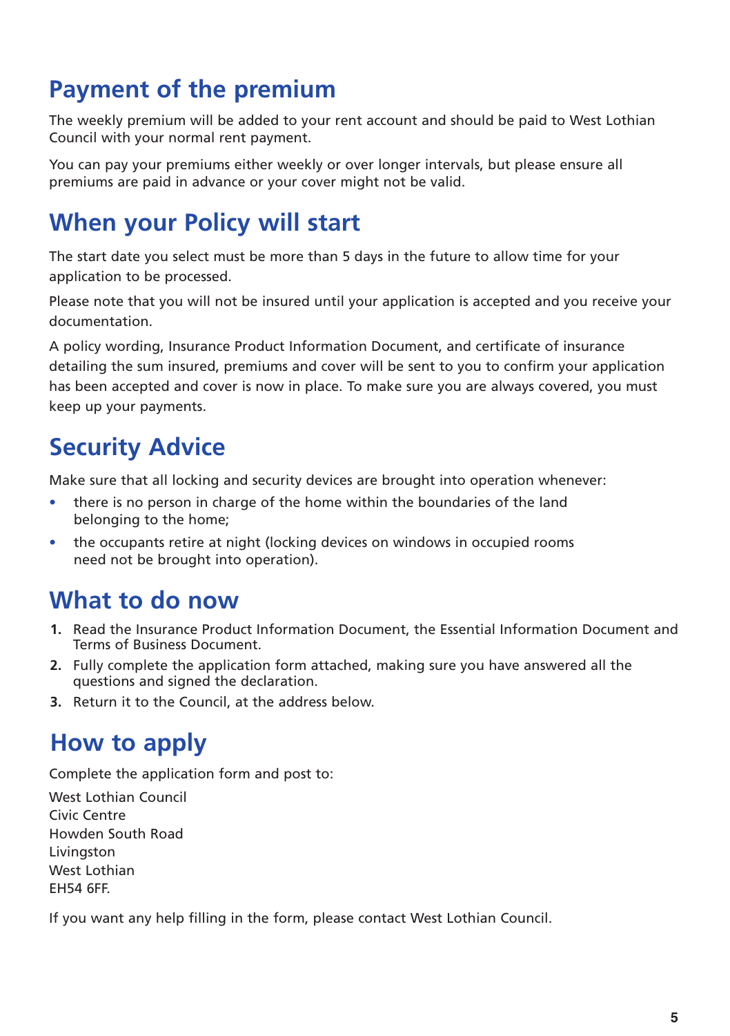## Payment of the premium

The weekly premium will be added to your rent account and should be paid to West Lothian Council with your normal rent payment.

You can pay your premiums either weekly or over longer intervals, but please ensure all premiums are paid in advance or your cover might not be valid.

## When your Policy will start

The start date you select must be more than 5 days in the future to allow time for your application to be processed.

Please note that you will not be insured until your application is accepted and you receive your documentation.

A policy wording, Insurance Product Information Document, and certificate of insurance detailing the sum insured, premiums and cover will be sent to you to confirm your application has been accepted and cover is now in place. To make sure you are always covered, you must keep up your payments.

## Security Advice

Make sure that all locking and security devices are brought into operation whenever:

- there is no person in charge of the home within the boundaries of the land belonging to the home;
- the occupants retire at night (locking devices on windows in occupied rooms need not be brought into operation).

## What to do now

1. Read the Insurance Product Information Document, the Essential Information Document and Terms of Business Document.
2. Fully complete the application form attached, making sure you have answered all the questions and signed the declaration.
3. Return it to the Council, at the address below.

## How to apply

Complete the application form and post to:

West Lothian Council
Civic Centre
Howden South Road
Livingston
West Lothian
EH54 6FF.

If you want any help filling in the form, please contact West Lothian Council.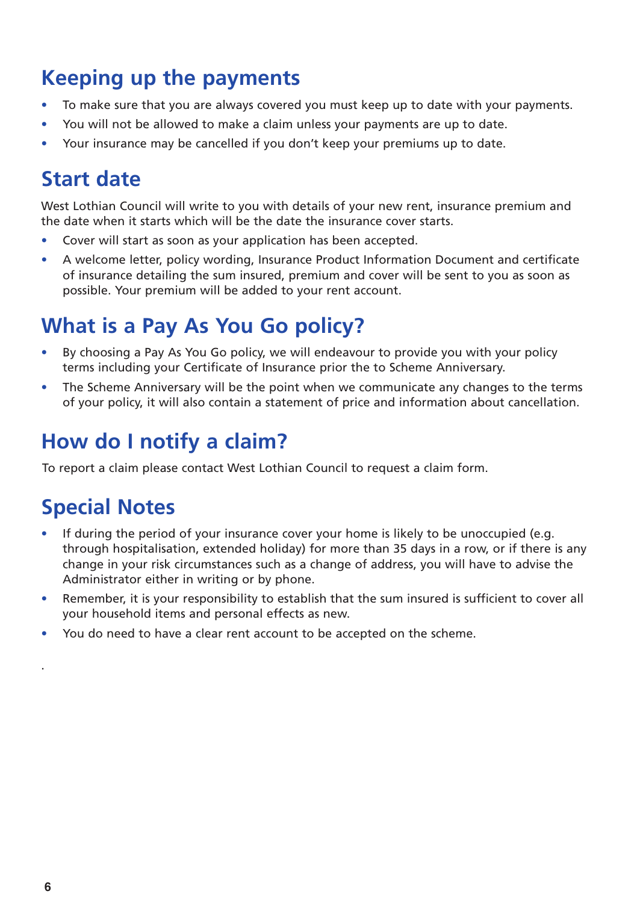## Keeping up the payments

- To make sure that you are always covered you must keep up to date with your payments.
- You will not be allowed to make a claim unless your payments are up to date.
- Your insurance may be cancelled if you don't keep your premiums up to date.

## Start date

West Lothian Council will write to you with details of your new rent, insurance premium and the date when it starts which will be the date the insurance cover starts.

- Cover will start as soon as your application has been accepted.
- A welcome letter, policy wording, Insurance Product Information Document and certificate of insurance detailing the sum insured, premium and cover will be sent to you as soon as possible. Your premium will be added to your rent account.

## What is a Pay As You Go policy?

- By choosing a Pay As You Go policy, we will endeavour to provide you with your policy terms including your Certificate of Insurance prior the to Scheme Anniversary.
- The Scheme Anniversary will be the point when we communicate any changes to the terms of your policy, it will also contain a statement of price and information about cancellation.

## How do I notify a claim?

To report a claim please contact West Lothian Council to request a claim form.

## Special Notes

- If during the period of your insurance cover your home is likely to be unoccupied (e.g. through hospitalisation, extended holiday) for more than 35 days in a row, or if there is any change in your risk circumstances such as a change of address, you will have to advise the Administrator either in writing or by phone.
- Remember, it is your responsibility to establish that the sum insured is sufficient to cover all your household items and personal effects as new.
- You do need to have a clear rent account to be accepted on the scheme.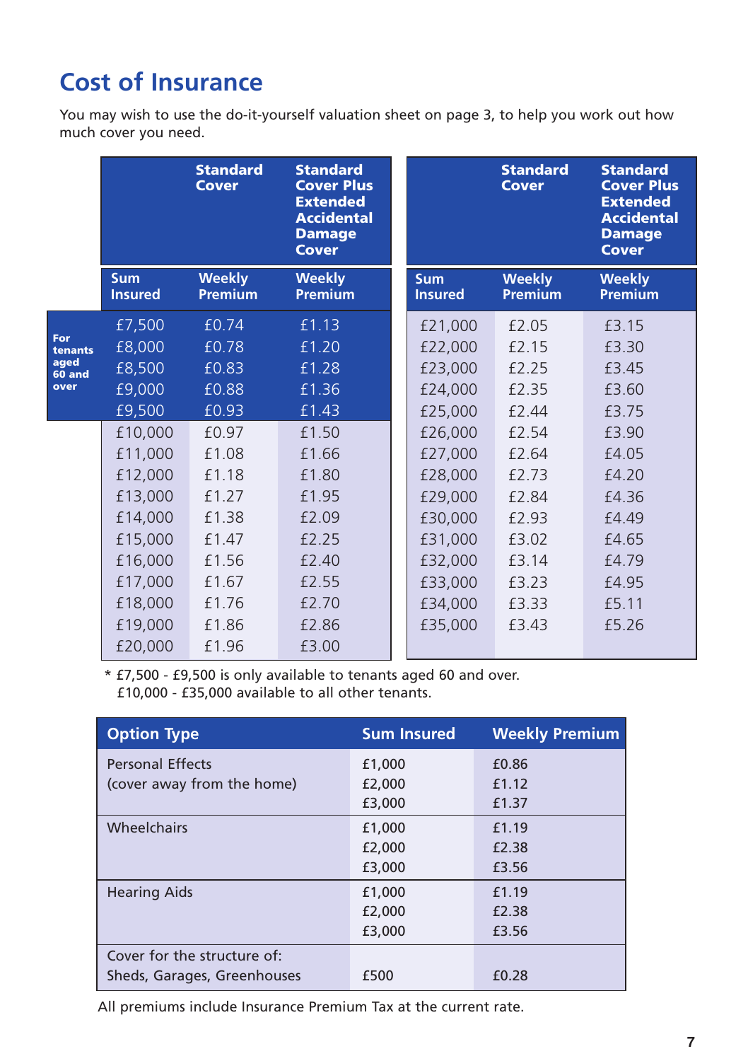# Cost of Insurance

You may wish to use the do-it-yourself valuation sheet on page 3, to help you work out how much cover you need.

| | Standard Cover | Standard Cover Plus Extended Accidental Damage Cover |
|---|---|---|
| **Sum Insured** | **Weekly Premium** | **Weekly Premium** |
| £7,500 | £0.74 | £1.13 |
| £8,000 | £0.78 | £1.20 |
| £8,500 | £0.83 | £1.28 |
| £9,000 | £0.88 | £1.36 |
| £9,500 | £0.93 | £1.43 |
| £10,000 | £0.97 | £1.50 |
| £11,000 | £1.08 | £1.66 |
| £12,000 | £1.18 | £1.80 |
| £13,000 | £1.27 | £1.95 |
| £14,000 | £1.38 | £2.09 |
| £15,000 | £1.47 | £2.25 |
| £16,000 | £1.56 | £2.40 |
| £17,000 | £1.67 | £2.55 |
| £18,000 | £1.76 | £2.70 |
| £19,000 | £1.86 | £2.86 |
| £20,000 | £1.96 | £3.00 |
| £21,000 | £2.05 | £3.15 |
| £22,000 | £2.15 | £3.30 |
| £23,000 | £2.25 | £3.45 |
| £24,000 | £2.35 | £3.60 |
| £25,000 | £2.44 | £3.75 |
| £26,000 | £2.54 | £3.90 |
| £27,000 | £2.64 | £4.05 |
| £28,000 | £2.73 | £4.20 |
| £29,000 | £2.84 | £4.36 |
| £30,000 | £2.93 | £4.49 |
| £31,000 | £3.02 | £4.65 |
| £32,000 | £3.14 | £4.79 |
| £33,000 | £3.23 | £4.95 |
| £34,000 | £3.33 | £5.11 |
| £35,000 | £3.43 | £5.26 |

**For tenants aged 60 and over:** £7,500 – £9,500

* £7,500 - £9,500 is only available to tenants aged 60 and over.
  £10,000 - £35,000 available to all other tenants.

| Option Type | Sum Insured | Weekly Premium |
|---|---|---|
| Personal Effects (cover away from the home) | £1,000 | £0.86 |
| | £2,000 | £1.12 |
| | £3,000 | £1.37 |
| Wheelchairs | £1,000 | £1.19 |
| | £2,000 | £2.38 |
| | £3,000 | £3.56 |
| Hearing Aids | £1,000 | £1.19 |
| | £2,000 | £2.38 |
| | £3,000 | £3.56 |
| Cover for the structure of: Sheds, Garages, Greenhouses | £500 | £0.28 |

All premiums include Insurance Premium Tax at the current rate.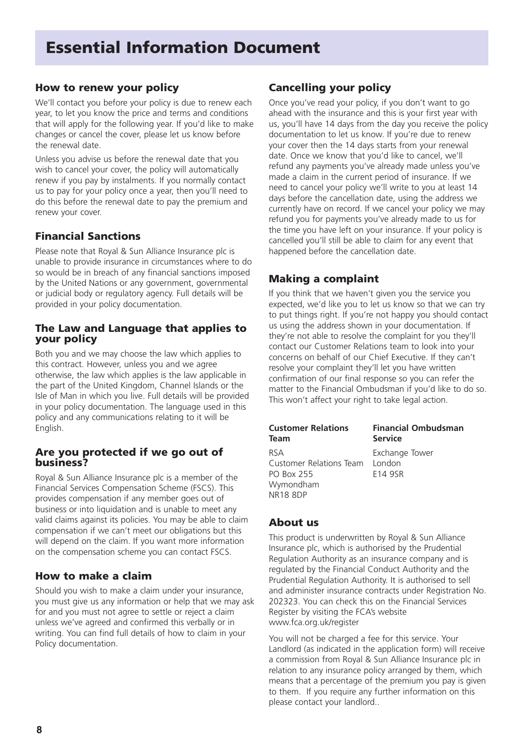# Essential Information Document

## How to renew your policy

We'll contact you before your policy is due to renew each year, to let you know the price and terms and conditions that will apply for the following year. If you'd like to make changes or cancel the cover, please let us know before the renewal date.

Unless you advise us before the renewal date that you wish to cancel your cover, the policy will automatically renew if you pay by instalments. If you normally contact us to pay for your policy once a year, then you'll need to do this before the renewal date to pay the premium and renew your cover.

## Financial Sanctions

Please note that Royal & Sun Alliance Insurance plc is unable to provide insurance in circumstances where to do so would be in breach of any financial sanctions imposed by the United Nations or any government, governmental or judicial body or regulatory agency. Full details will be provided in your policy documentation.

## The Law and Language that applies to your policy

Both you and we may choose the law which applies to this contract. However, unless you and we agree otherwise, the law which applies is the law applicable in the part of the United Kingdom, Channel Islands or the Isle of Man in which you live. Full details will be provided in your policy documentation. The language used in this policy and any communications relating to it will be English.

## Are you protected if we go out of business?

Royal & Sun Alliance Insurance plc is a member of the Financial Services Compensation Scheme (FSCS). This provides compensation if any member goes out of business or into liquidation and is unable to meet any valid claims against its policies. You may be able to claim compensation if we can't meet our obligations but this will depend on the claim. If you want more information on the compensation scheme you can contact FSCS.

## How to make a claim

Should you wish to make a claim under your insurance, you must give us any information or help that we may ask for and you must not agree to settle or reject a claim unless we've agreed and confirmed this verbally or in writing. You can find full details of how to claim in your Policy documentation.

## Cancelling your policy

Once you've read your policy, if you don't want to go ahead with the insurance and this is your first year with us, you'll have 14 days from the day you receive the policy documentation to let us know. If you're due to renew your cover then the 14 days starts from your renewal date. Once we know that you'd like to cancel, we'll refund any payments you've already made unless you've made a claim in the current period of insurance. If we need to cancel your policy we'll write to you at least 14 days before the cancellation date, using the address we currently have on record. If we cancel your policy we may refund you for payments you've already made to us for the time you have left on your insurance. If your policy is cancelled you'll still be able to claim for any event that happened before the cancellation date.

## Making a complaint

If you think that we haven't given you the service you expected, we'd like you to let us know so that we can try to put things right. If you're not happy you should contact us using the address shown in your documentation. If they're not able to resolve the complaint for you they'll contact our Customer Relations team to look into your concerns on behalf of our Chief Executive. If they can't resolve your complaint they'll let you have written confirmation of our final response so you can refer the matter to the Financial Ombudsman if you'd like to do so. This won't affect your right to take legal action.

**Customer Relations Team**

RSA
Customer Relations Team
PO Box 255
Wymondham
NR18 8DP

**Financial Ombudsman Service**

Exchange Tower
London
E14 9SR

## About us

This product is underwritten by Royal & Sun Alliance Insurance plc, which is authorised by the Prudential Regulation Authority as an insurance company and is regulated by the Financial Conduct Authority and the Prudential Regulation Authority. It is authorised to sell and administer insurance contracts under Registration No. 202323. You can check this on the Financial Services Register by visiting the FCA's website www.fca.org.uk/register

You will not be charged a fee for this service. Your Landlord (as indicated in the application form) will receive a commission from Royal & Sun Alliance Insurance plc in relation to any insurance policy arranged by them, which means that a percentage of the premium you pay is given to them. If you require any further information on this please contact your landlord..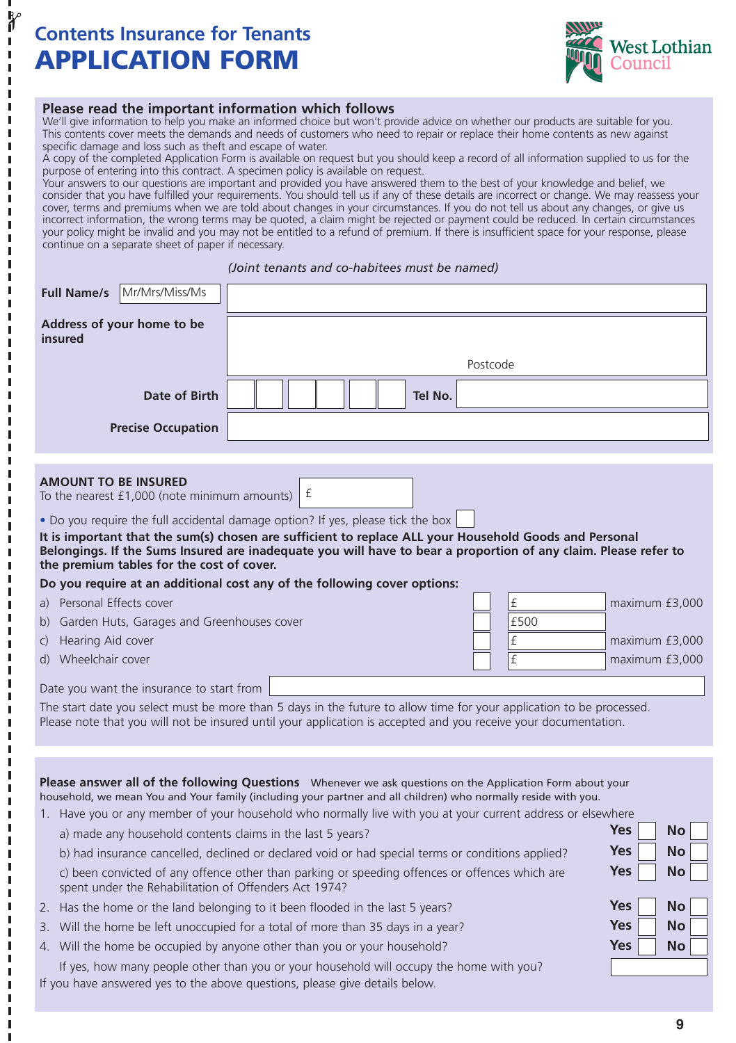# Contents Insurance for Tenants
# APPLICATION FORM

West Lothian Council

## Please read the important information which follows

We'll give information to help you make an informed choice but won't provide advice on whether our products are suitable for you. This contents cover meets the demands and needs of customers who need to repair or replace their home contents as new against specific damage and loss such as theft and escape of water.

A copy of the completed Application Form is available on request but you should keep a record of all information supplied to us for the purpose of entering into this contract. A specimen policy is available on request.

Your answers to our questions are important and provided you have answered them to the best of your knowledge and belief, we consider that you have fulfilled your requirements. You should tell us if any of these details are incorrect or change. We may reassess your cover, terms and premiums when we are told about changes in your circumstances. If you do not tell us about any changes, or give us incorrect information, the wrong terms may be quoted, a claim might be rejected or payment could be reduced. In certain circumstances your policy might be invalid and you may not be entitled to a refund of premium. If there is insufficient space for your response, please continue on a separate sheet of paper if necessary.

*(Joint tenants and co-habitees must be named)*

**Full Name/s** Mr/Mrs/Miss/Ms

**Address of your home to be insured**

Postcode

**Date of Birth** **Tel No.**

**Precise Occupation**

**AMOUNT TO BE INSURED**
To the nearest £1,000 (note minimum amounts) £

- Do you require the full accidental damage option? If yes, please tick the box ☐

**It is important that the sum(s) chosen are sufficient to replace ALL your Household Goods and Personal Belongings. If the Sums Insured are inadequate you will have to bear a proportion of any claim. Please refer to the premium tables for the cost of cover.**

**Do you require at an additional cost any of the following cover options:**

| Option | Tick | Amount | Limit |
|---|---|---|---|
| a) Personal Effects cover | ☐ | £ | maximum £3,000 |
| b) Garden Huts, Garages and Greenhouses cover | ☐ | £500 | |
| c) Hearing Aid cover | ☐ | £ | maximum £3,000 |
| d) Wheelchair cover | ☐ | £ | maximum £3,000 |

Date you want the insurance to start from

The start date you select must be more than 5 days in the future to allow time for your application to be processed. Please note that you will not be insured until your application is accepted and you receive your documentation.

**Please answer all of the following Questions** Whenever we ask questions on the Application Form about your household, we mean You and Your family (including your partner and all children) who normally reside with you.

1. Have you or any member of your household who normally live with you at your current address or elsewhere
   a) made any household contents claims in the last 5 years? **Yes** ☐ **No** ☐
   b) had insurance cancelled, declined or declared void or had special terms or conditions applied? **Yes** ☐ **No** ☐
   c) been convicted of any offence other than parking or speeding offences or offences which are spent under the Rehabilitation of Offenders Act 1974? **Yes** ☐ **No** ☐
2. Has the home or the land belonging to it been flooded in the last 5 years? **Yes** ☐ **No** ☐
3. Will the home be left unoccupied for a total of more than 35 days in a year? **Yes** ☐ **No** ☐
4. Will the home be occupied by anyone other than you or your household? **Yes** ☐ **No** ☐
   If yes, how many people other than you or your household will occupy the home with you?

If you have answered yes to the above questions, please give details below.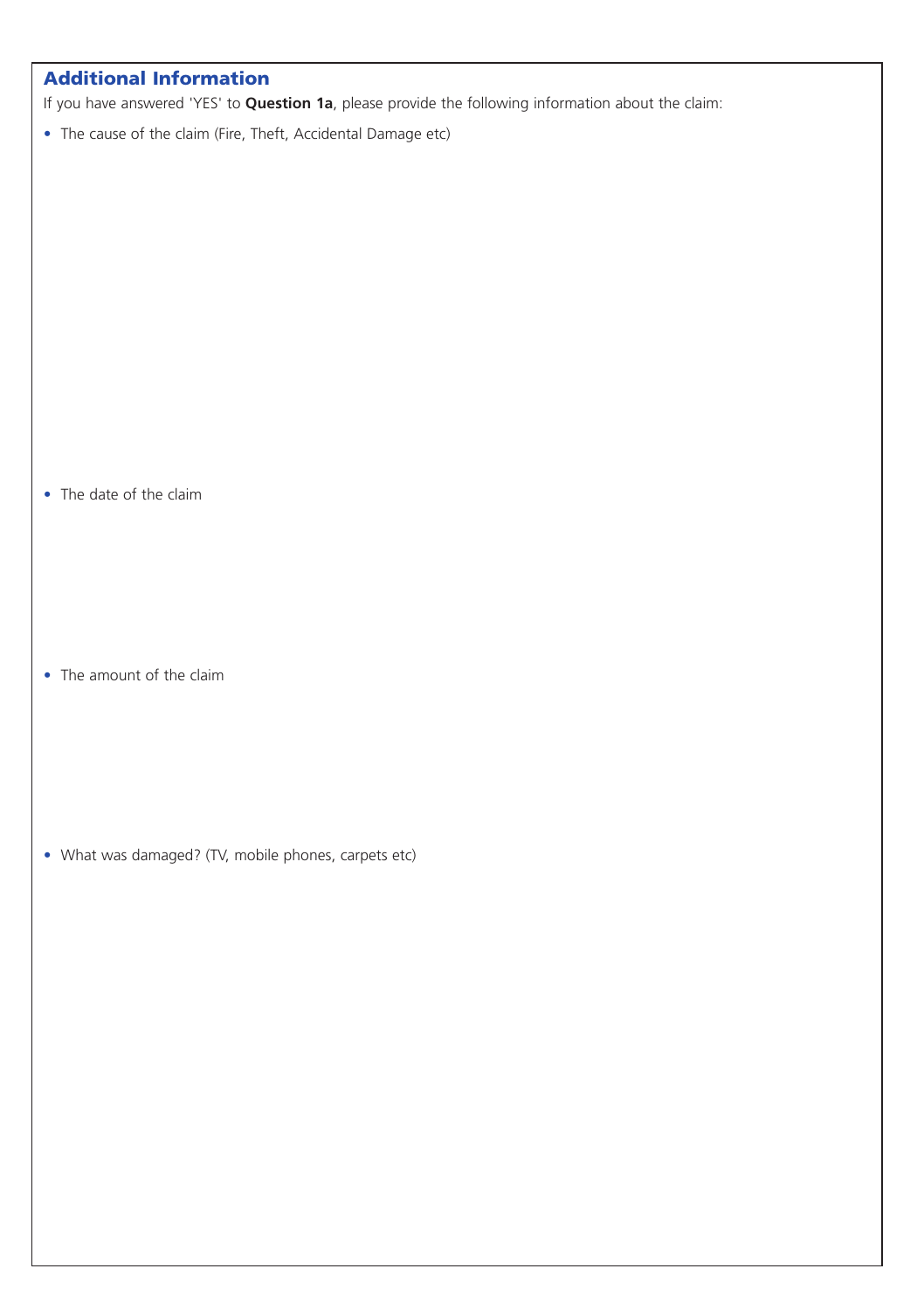## Additional Information

If you have answered 'YES' to **Question 1a**, please provide the following information about the claim:

- The cause of the claim (Fire, Theft, Accidental Damage etc)

- The date of the claim

- The amount of the claim

- What was damaged? (TV, mobile phones, carpets etc)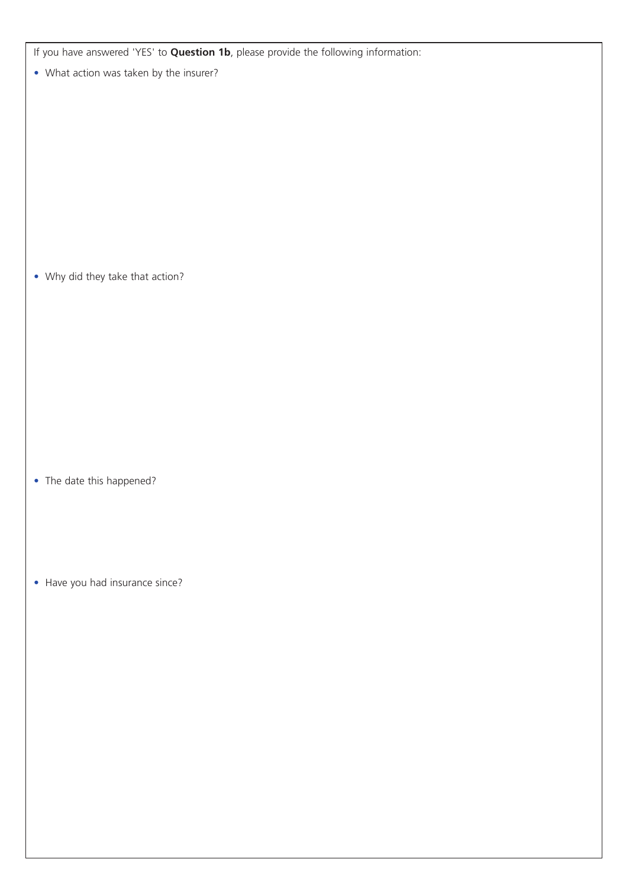If you have answered 'YES' to **Question 1b**, please provide the following information:

- What action was taken by the insurer?

- Why did they take that action?

- The date this happened?

- Have you had insurance since?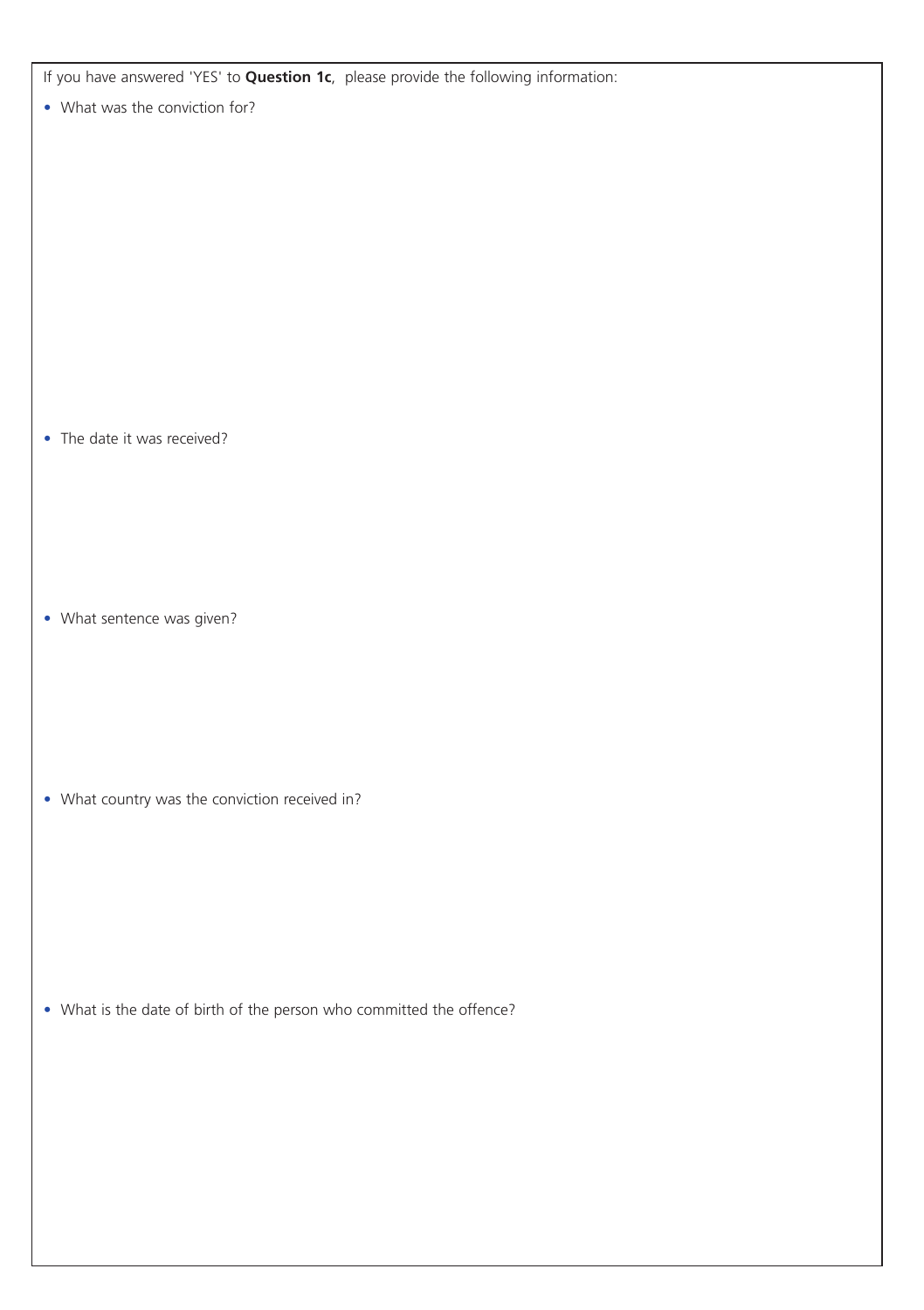If you have answered 'YES' to **Question 1c**, please provide the following information:

- What was the conviction for?

- The date it was received?

- What sentence was given?

- What country was the conviction received in?

- What is the date of birth of the person who committed the offence?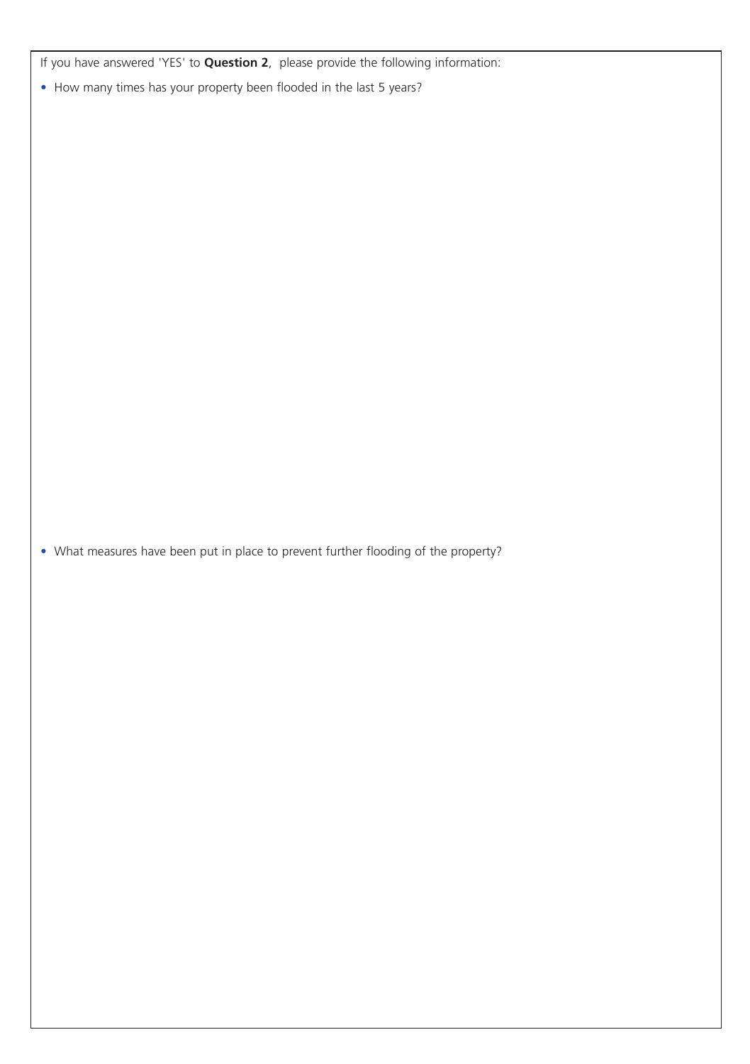If you have answered 'YES' to **Question 2**, please provide the following information:

- How many times has your property been flooded in the last 5 years?

- What measures have been put in place to prevent further flooding of the property?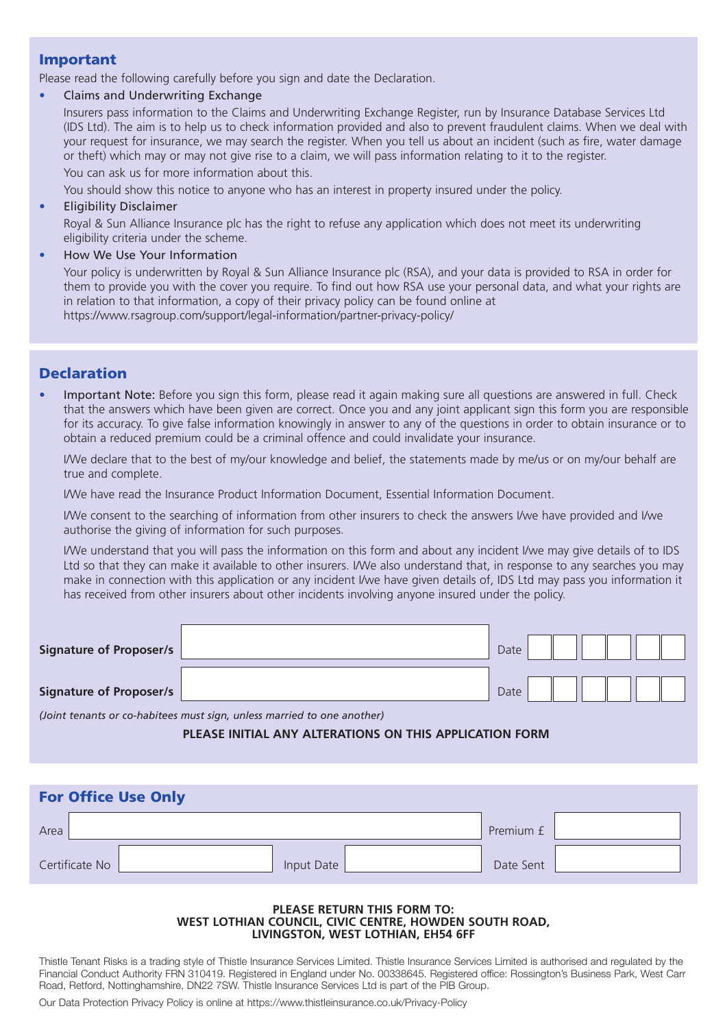## Important

Please read the following carefully before you sign and date the Declaration.

- Claims and Underwriting Exchange

  Insurers pass information to the Claims and Underwriting Exchange Register, run by Insurance Database Services Ltd (IDS Ltd). The aim is to help us to check information provided and also to prevent fraudulent claims. When we deal with your request for insurance, we may search the register. When you tell us about an incident (such as fire, water damage or theft) which may or may not give rise to a claim, we will pass information relating to it to the register.

  You can ask us for more information about this.

  You should show this notice to anyone who has an interest in property insured under the policy.

- Eligibility Disclaimer

  Royal & Sun Alliance Insurance plc has the right to refuse any application which does not meet its underwriting eligibility criteria under the scheme.

- How We Use Your Information

  Your policy is underwritten by Royal & Sun Alliance Insurance plc (RSA), and your data is provided to RSA in order for them to provide you with the cover you require. To find out how RSA use your personal data, and what your rights are in relation to that information, a copy of their privacy policy can be found online at https://www.rsagroup.com/support/legal-information/partner-privacy-policy/

## Declaration

- Important Note: Before you sign this form, please read it again making sure all questions are answered in full. Check that the answers which have been given are correct. Once you and any joint applicant sign this form you are responsible for its accuracy. To give false information knowingly in answer to any of the questions in order to obtain insurance or to obtain a reduced premium could be a criminal offence and could invalidate your insurance.

  I/We declare that to the best of my/our knowledge and belief, the statements made by me/us or on my/our behalf are true and complete.

  I/We have read the Insurance Product Information Document, Essential Information Document.

  I/We consent to the searching of information from other insurers to check the answers I/we have provided and I/we authorise the giving of information for such purposes.

  I/We understand that you will pass the information on this form and about any incident I/we may give details of to IDS Ltd so that they can make it available to other insurers. I/We also understand that, in response to any searches you may make in connection with this application or any incident I/we have given details of, IDS Ltd may pass you information it has received from other insurers about other incidents involving anyone insured under the policy.

| | | |
|---|---|---|
| **Signature of Proposer/s** | | Date |
| **Signature of Proposer/s** | | Date |

*(Joint tenants or co-habitees must sign, unless married to one another)*

**PLEASE INITIAL ANY ALTERATIONS ON THIS APPLICATION FORM**

## For Office Use Only

| | | | |
|---|---|---|---|
| Area | | Premium £ | |
| Certificate No | Input Date | Date Sent | |

**PLEASE RETURN THIS FORM TO:**
**WEST LOTHIAN COUNCIL, CIVIC CENTRE, HOWDEN SOUTH ROAD, LIVINGSTON, WEST LOTHIAN, EH54 6FF**

Thistle Tenant Risks is a trading style of Thistle Insurance Services Limited. Thistle Insurance Services Limited is authorised and regulated by the Financial Conduct Authority FRN 310419. Registered in England under No. 00338645. Registered office: Rossington's Business Park, West Carr Road, Retford, Nottinghamshire, DN22 7SW. Thistle Insurance Services Ltd is part of the PIB Group.

Our Data Protection Privacy Policy is online at https://www.thistleinsurance.co.uk/Privacy-Policy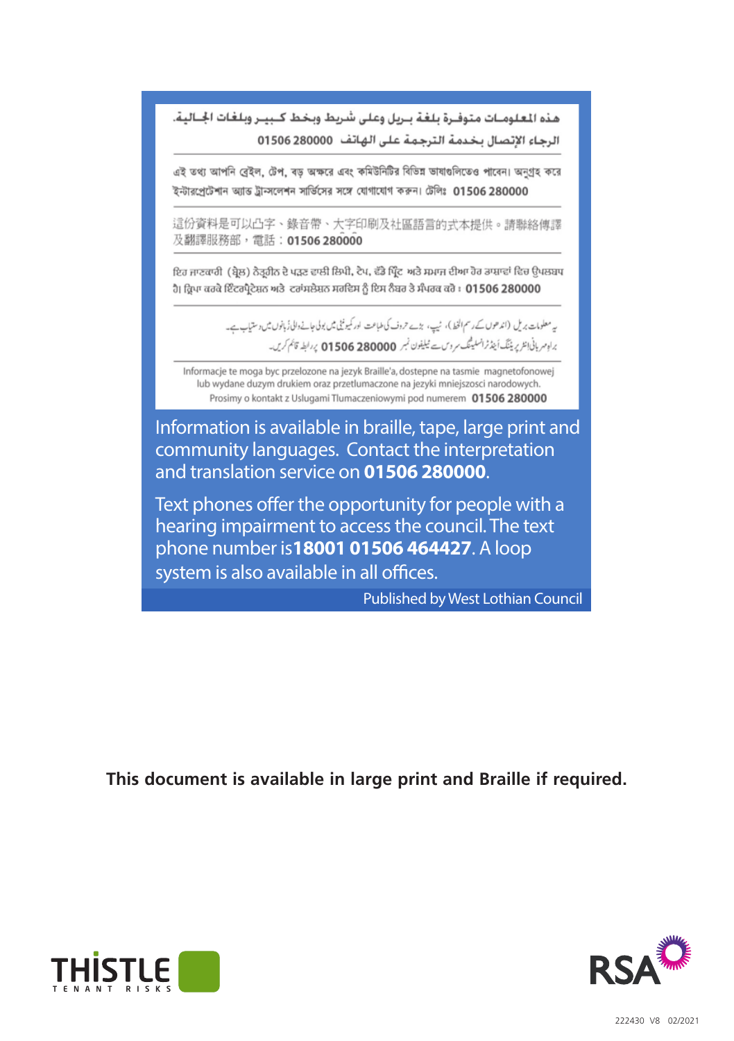هذه المعلومات متوفرة بلغة بريل وعلى شريط وبخط كبير وبلغات الجالية.
الرجاء الإتصال بخدمة الترجمة على الهاتف 01506 280000

এই তথ্য আপনি ব্রেইল, টেপ, বড় অক্ষরে এবং কমিউনিটির বিভিন্ন ভাষাগুলিতেও পাবেন। অনুগ্রহ করে ইন্টারপ্রেটেশন অ্যান্ড ট্রান্সলেশন সার্ভিসের সঙ্গে যোগাযোগ করুন। টেলিঃ 01506 280000

這份資料是可以凸字、錄音帶、大字印刷及社區語言的式本提供。請聯絡傳譯及翻譯服務部，電話：01506 280000

ਇਹ ਜਾਣਕਾਰੀ (ਬ੍ਰੇਲ) ਨੇਤ੍ਰਹੀਨ ਦੇ ਪੜਣ ਵਾਲੀ ਲਿਪੀ, ਟੇਪ, ਵੱਡੇ ਪ੍ਰਿੰਟ ਅਤੇ ਸਮਾਜ ਦੀਆ ਹੋਰ ਭਾਸ਼ਾਵਾਂ ਵਿਚ ਉਪਲਬਧ ਹੈ। ਕ੍ਰਿਪਾ ਕਰਕੇ ਇੰਟਰਪ੍ਰੇਟੇਸ਼ਨ ਅਤੇ ਟਰਾਂਸਲੇਸ਼ਨ ਸਰਵਿਸ ਨੂੰ ਇਸ ਨੰਬਰ ਤੇ ਸੰਪਰਕ ਕਰੋ : 01506 280000

یہ معلومات بریل (اندھوں کے رسم الخط)، ٹیپ، بڑے حروف کی طباعت اور کمیونٹی میں بولی جانے والی زبانوں میں دستیاب ہے۔
براہ مہربانی انٹرپریٹنگ اینڈ ٹرانسلیٹنگ سروس سے ٹیلیفون نمبر 01506 280000 پر رابطہ قائم کریں۔

Informacje te moga byc przelozone na jezyk Braille'a, dostepne na tasmie magnetofonowej lub wydane duzym drukiem oraz przetlumaczone na jezyki mniejszosci narodowych. Prosimy o kontakt z Uslugami Tlumaczeniowymi pod numerem **01506 280000**

Information is available in braille, tape, large print and community languages. Contact the interpretation and translation service on **01506 280000**.

Text phones offer the opportunity for people with a hearing impairment to access the council. The text phone number is **18001 01506 464427**. A loop system is also available in all offices.

Published by West Lothian Council

**This document is available in large print and Braille if required.**

THISTLE TENANT RISKS

RSA

222430 V8 02/2021